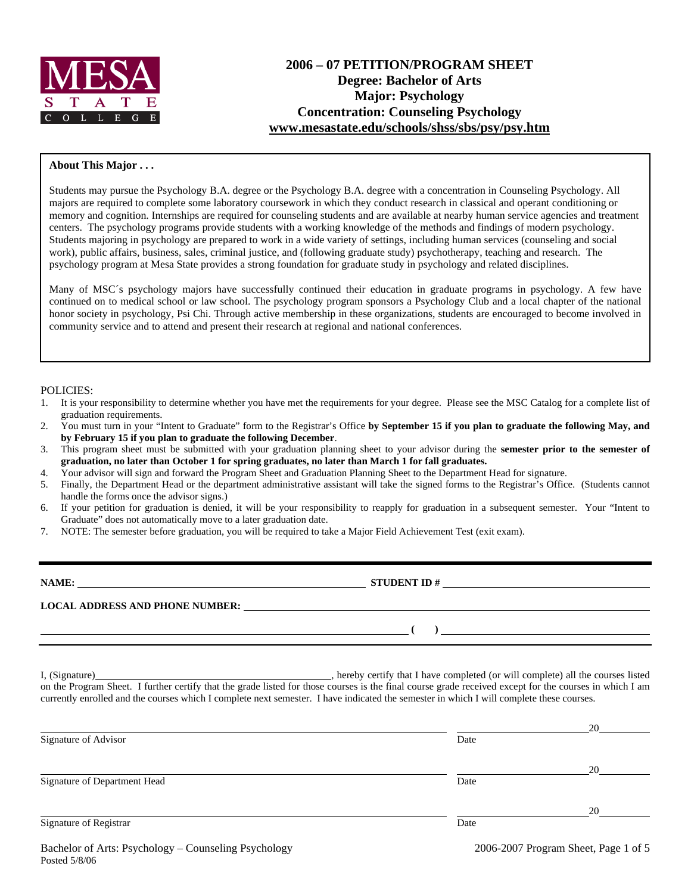MESA STATE COLLEGE

# 2006 – 07 PETITION/PROGRAM SHEET
## Degree: Bachelor of Arts
## Major: Psychology
## Concentration: Counseling Psychology
**www.mesastate.edu/schools/shss/sbs/psy/psy.htm**

**About This Major . . .**

Students may pursue the Psychology B.A. degree or the Psychology B.A. degree with a concentration in Counseling Psychology. All majors are required to complete some laboratory coursework in which they conduct research in classical and operant conditioning or memory and cognition. Internships are required for counseling students and are available at nearby human service agencies and treatment centers. The psychology programs provide students with a working knowledge of the methods and findings of modern psychology. Students majoring in psychology are prepared to work in a wide variety of settings, including human services (counseling and social work), public affairs, business, sales, criminal justice, and (following graduate study) psychotherapy, teaching and research. The psychology program at Mesa State provides a strong foundation for graduate study in psychology and related disciplines.

Many of MSC´s psychology majors have successfully continued their education in graduate programs in psychology. A few have continued on to medical school or law school. The psychology program sponsors a Psychology Club and a local chapter of the national honor society in psychology, Psi Chi. Through active membership in these organizations, students are encouraged to become involved in community service and to attend and present their research at regional and national conferences.

POLICIES:

1. It is your responsibility to determine whether you have met the requirements for your degree. Please see the MSC Catalog for a complete list of graduation requirements.
2. You must turn in your "Intent to Graduate" form to the Registrar's Office **by September 15 if you plan to graduate the following May, and by February 15 if you plan to graduate the following December**.
3. This program sheet must be submitted with your graduation planning sheet to your advisor during the **semester prior to the semester of graduation, no later than October 1 for spring graduates, no later than March 1 for fall graduates.**
4. Your advisor will sign and forward the Program Sheet and Graduation Planning Sheet to the Department Head for signature.
5. Finally, the Department Head or the department administrative assistant will take the signed forms to the Registrar's Office. (Students cannot handle the forms once the advisor signs.)
6. If your petition for graduation is denied, it will be your responsibility to reapply for graduation in a subsequent semester. Your "Intent to Graduate" does not automatically move to a later graduation date.
7. NOTE: The semester before graduation, you will be required to take a Major Field Achievement Test (exit exam).

**NAME:** ______________________________ **STUDENT ID #** ______________________________

**LOCAL ADDRESS AND PHONE NUMBER:** ______________________________

______________________________ **( )** ______________________________

I, (Signature)______________________________, hereby certify that I have completed (or will complete) all the courses listed on the Program Sheet. I further certify that the grade listed for those courses is the final course grade received except for the courses in which I am currently enrolled and the courses which I complete next semester. I have indicated the semester in which I will complete these courses.

______________________________ ______________ 20______
Signature of Advisor Date

______________________________ ______________ 20______
Signature of Department Head Date

______________________________ ______________ 20______
Signature of Registrar Date

Bachelor of Arts: Psychology – Counseling Psychology
Posted 5/8/06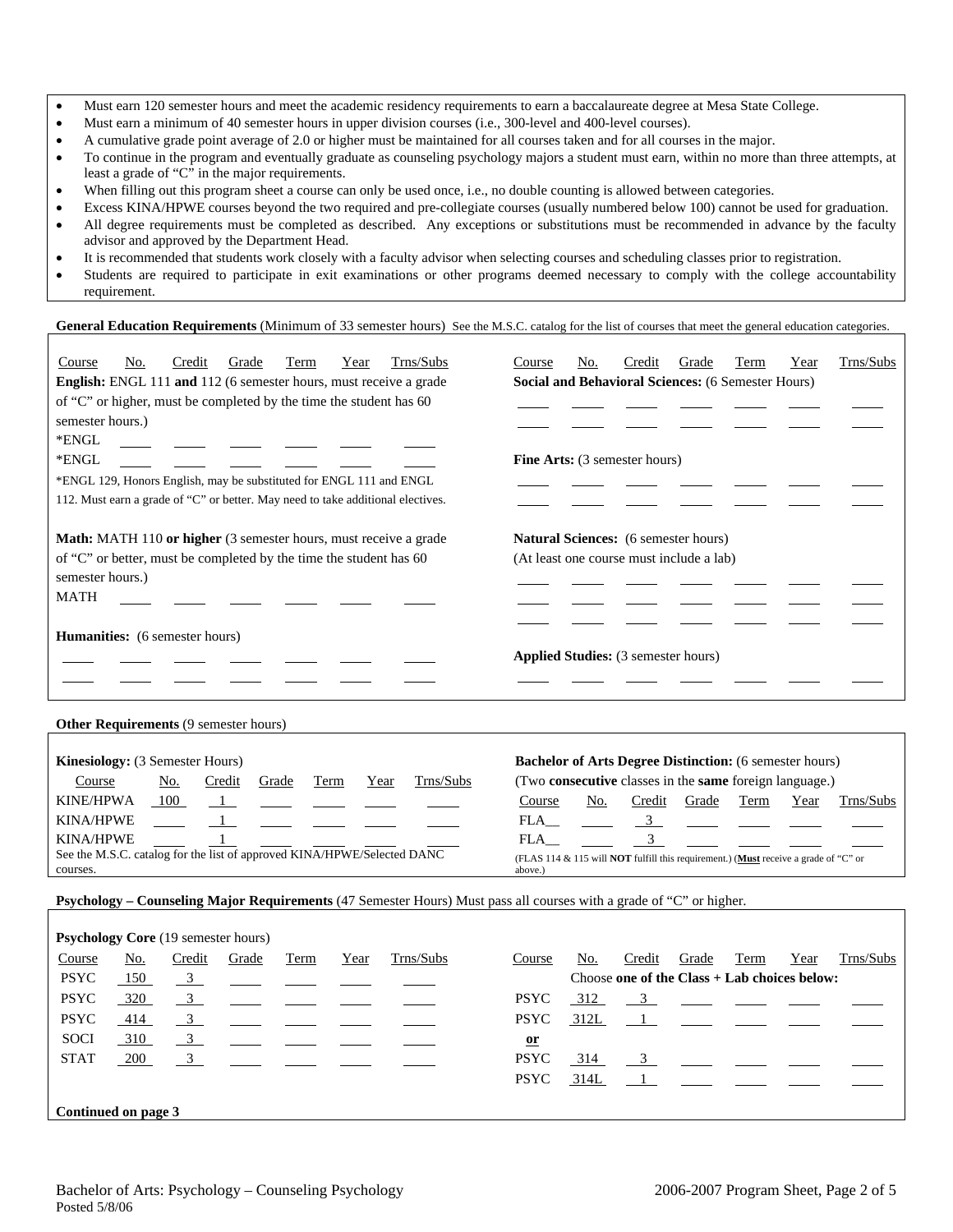- Must earn 120 semester hours and meet the academic residency requirements to earn a baccalaureate degree at Mesa State College.
- Must earn a minimum of 40 semester hours in upper division courses (i.e., 300-level and 400-level courses).
- A cumulative grade point average of 2.0 or higher must be maintained for all courses taken and for all courses in the major.
- To continue in the program and eventually graduate as counseling psychology majors a student must earn, within no more than three attempts, at least a grade of "C" in the major requirements.
- When filling out this program sheet a course can only be used once, i.e., no double counting is allowed between categories.
- Excess KINA/HPWE courses beyond the two required and pre-collegiate courses (usually numbered below 100) cannot be used for graduation.
- All degree requirements must be completed as described. Any exceptions or substitutions must be recommended in advance by the faculty advisor and approved by the Department Head.
- It is recommended that students work closely with a faculty advisor when selecting courses and scheduling classes prior to registration.
- Students are required to participate in exit examinations or other programs deemed necessary to comply with the college accountability requirement.

**General Education Requirements** (Minimum of 33 semester hours) See the M.S.C. catalog for the list of courses that meet the general education categories.

**English:** ENGL 111 **and** 112 (6 semester hours, must receive a grade of "C" or higher, must be completed by the time the student has 60 semester hours.)

| Course | No. | Credit | Grade | Term | Year | Trns/Subs |
|---|---|---|---|---|---|---|
| *ENGL | | | | | | |
| *ENGL | | | | | | |

*ENGL 129, Honors English, may be substituted for ENGL 111 and ENGL 112. Must earn a grade of "C" or better. May need to take additional electives.

**Math:** MATH 110 **or higher** (3 semester hours, must receive a grade of "C" or better, must be completed by the time the student has 60 semester hours.)

| Course | No. | Credit | Grade | Term | Year | Trns/Subs |
|---|---|---|---|---|---|---|
| MATH | | | | | | |

**Humanities:** (6 semester hours)

| Course | No. | Credit | Grade | Term | Year | Trns/Subs |
|---|---|---|---|---|---|---|
| | | | | | | |
| | | | | | | |

**Social and Behavioral Sciences:** (6 Semester Hours)

| Course | No. | Credit | Grade | Term | Year | Trns/Subs |
|---|---|---|---|---|---|---|
| | | | | | | |
| | | | | | | |

**Fine Arts:** (3 semester hours)

| Course | No. | Credit | Grade | Term | Year | Trns/Subs |
|---|---|---|---|---|---|---|
| | | | | | | |
| | | | | | | |

**Natural Sciences:** (6 semester hours)
(At least one course must include a lab)

| Course | No. | Credit | Grade | Term | Year | Trns/Subs |
|---|---|---|---|---|---|---|
| | | | | | | |
| | | | | | | |
| | | | | | | |

**Applied Studies:** (3 semester hours)

| Course | No. | Credit | Grade | Term | Year | Trns/Subs |
|---|---|---|---|---|---|---|
| | | | | | | |

**Other Requirements** (9 semester hours)

**Kinesiology:** (3 Semester Hours)

| Course | No. | Credit | Grade | Term | Year | Trns/Subs |
|---|---|---|---|---|---|---|
| KINE/HPWA | 100 | 1 | | | | |
| KINA/HPWE | | 1 | | | | |
| KINA/HPWE | | 1 | | | | |

See the M.S.C. catalog for the list of approved KINA/HPWE/Selected DANC courses.

**Bachelor of Arts Degree Distinction:** (6 semester hours)
(Two **consecutive** classes in the **same** foreign language.)

| Course | No. | Credit | Grade | Term | Year | Trns/Subs |
|---|---|---|---|---|---|---|
| FLA__ | | 3 | | | | |
| FLA__ | | 3 | | | | |

(FLAS 114 & 115 will **NOT** fulfill this requirement.) (**Must** receive a grade of "C" or above.)

**Psychology – Counseling Major Requirements** (47 Semester Hours) Must pass all courses with a grade of "C" or higher.

**Psychology Core** (19 semester hours)

| Course | No. | Credit | Grade | Term | Year | Trns/Subs |
|---|---|---|---|---|---|---|
| PSYC | 150 | 3 | | | | |
| PSYC | 320 | 3 | | | | |
| PSYC | 414 | 3 | | | | |
| SOCI | 310 | 3 | | | | |
| STAT | 200 | 3 | | | | |

Choose **one of the Class + Lab choices below:**

| Course | No. | Credit | Grade | Term | Year | Trns/Subs |
|---|---|---|---|---|---|---|
| PSYC | 312 | 3 | | | | |
| PSYC | 312L | 1 | | | | |
| **or** | | | | | | |
| PSYC | 314 | 3 | | | | |
| PSYC | 314L | 1 | | | | |

**Continued on page 3**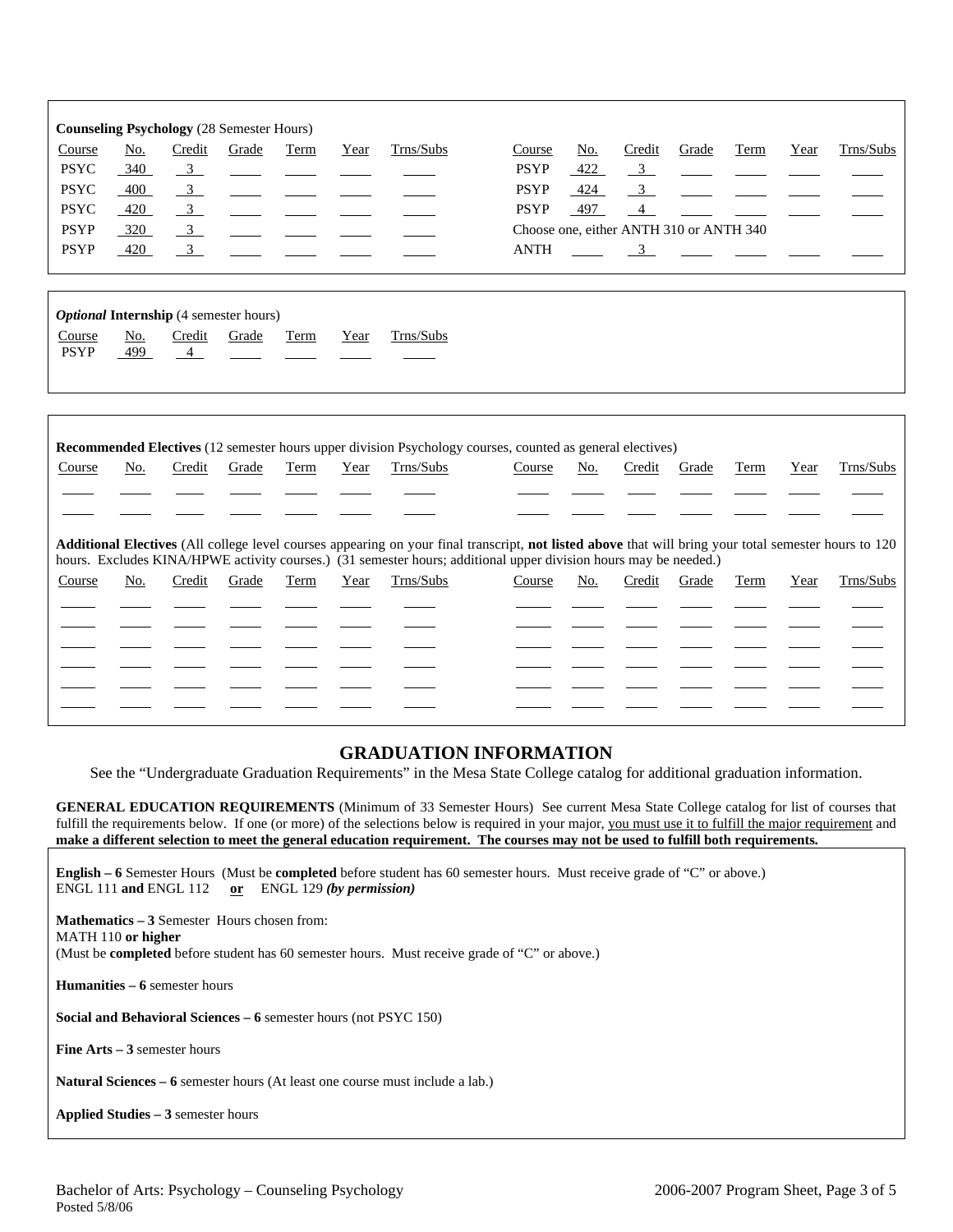**Counseling Psychology** (28 Semester Hours)

| Course | No. | Credit | Grade | Term | Year | Trns/Subs |
|---|---|---|---|---|---|---|
| PSYC | 340 | 3 | | | | |
| PSYC | 400 | 3 | | | | |
| PSYC | 420 | 3 | | | | |
| PSYP | 320 | 3 | | | | |
| PSYP | 420 | 3 | | | | |
| PSYP | 422 | 3 | | | | |
| PSYP | 424 | 3 | | | | |
| PSYP | 497 | 4 | | | | |

Choose one, either ANTH 310 or ANTH 340

| Course | No. | Credit | Grade | Term | Year | Trns/Subs |
|---|---|---|---|---|---|---|
| ANTH | | 3 | | | | |

***Optional* Internship** (4 semester hours)

| Course | No. | Credit | Grade | Term | Year | Trns/Subs |
|---|---|---|---|---|---|---|
| PSYP | 499 | 4 | | | | |

**Recommended Electives** (12 semester hours upper division Psychology courses, counted as general electives)

| Course | No. | Credit | Grade | Term | Year | Trns/Subs | Course | No. | Credit | Grade | Term | Year | Trns/Subs |
|---|---|---|---|---|---|---|---|---|---|---|---|---|---|
| | | | | | | | | | | | | | |
| | | | | | | | | | | | | | |

**Additional Electives** (All college level courses appearing on your final transcript, **not listed above** that will bring your total semester hours to 120 hours. Excludes KINA/HPWE activity courses.) (31 semester hours; additional upper division hours may be needed.)

| Course | No. | Credit | Grade | Term | Year | Trns/Subs | Course | No. | Credit | Grade | Term | Year | Trns/Subs |
|---|---|---|---|---|---|---|---|---|---|---|---|---|---|
| | | | | | | | | | | | | | |
| | | | | | | | | | | | | | |
| | | | | | | | | | | | | | |
| | | | | | | | | | | | | | |
| | | | | | | | | | | | | | |
| | | | | | | | | | | | | | |

## GRADUATION INFORMATION

See the "Undergraduate Graduation Requirements" in the Mesa State College catalog for additional graduation information.

**GENERAL EDUCATION REQUIREMENTS** (Minimum of 33 Semester Hours) See current Mesa State College catalog for list of courses that fulfill the requirements below. If one (or more) of the selections below is required in your major, you must use it to fulfill the major requirement and **make a different selection to meet the general education requirement. The courses may not be used to fulfill both requirements.**

**English – 6** Semester Hours (Must be **completed** before student has 60 semester hours. Must receive grade of "C" or above.)
ENGL 111 **and** ENGL 112 **or** ENGL 129 ***(by permission)***

**Mathematics – 3** Semester Hours chosen from:
MATH 110 **or higher**
(Must be **completed** before student has 60 semester hours. Must receive grade of "C" or above.)

**Humanities – 6** semester hours

**Social and Behavioral Sciences – 6** semester hours (not PSYC 150)

**Fine Arts – 3** semester hours

**Natural Sciences – 6** semester hours (At least one course must include a lab.)

**Applied Studies – 3** semester hours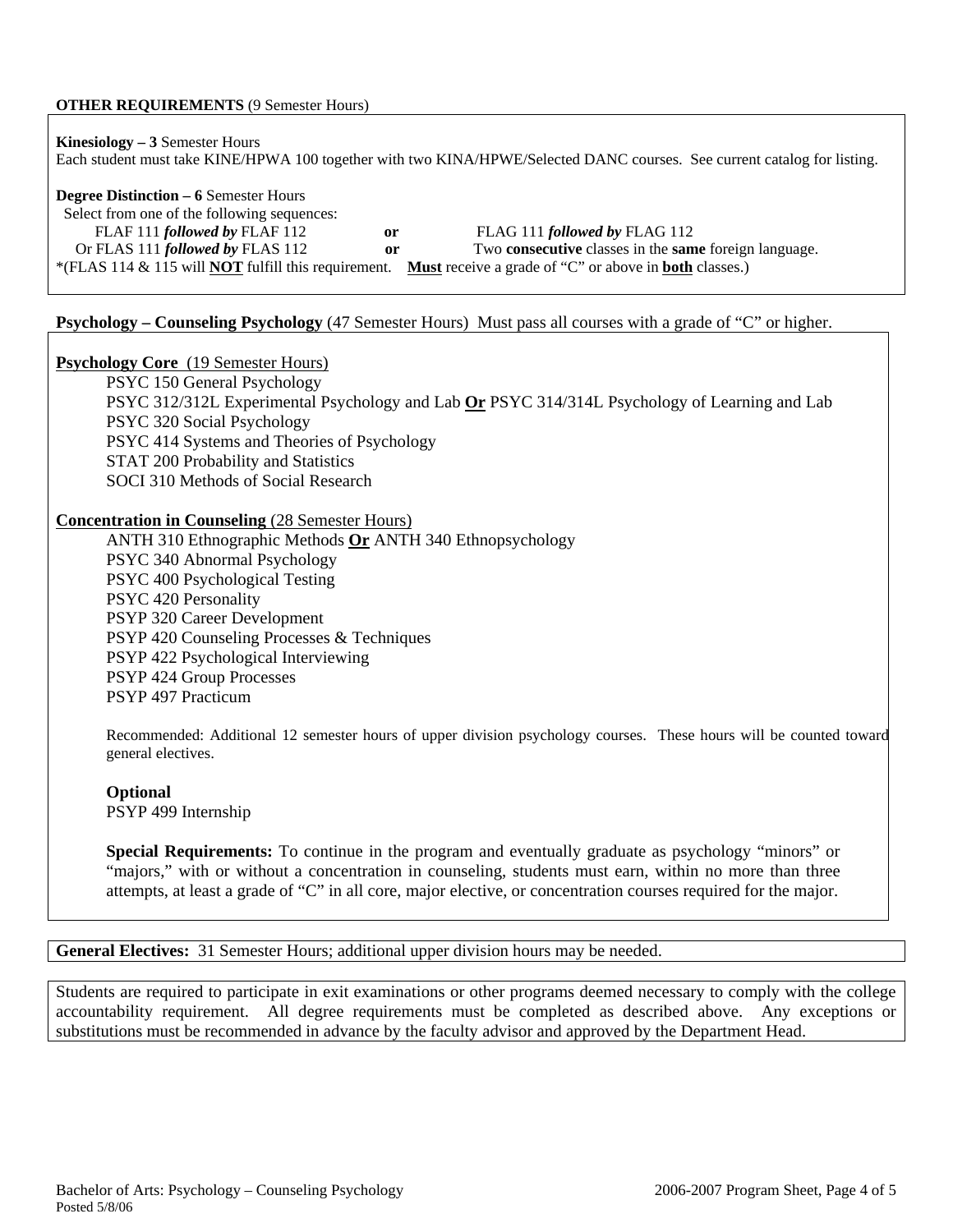**OTHER REQUIREMENTS** (9 Semester Hours)

**Kinesiology – 3** Semester Hours
Each student must take KINE/HPWA 100 together with two KINA/HPWE/Selected DANC courses. See current catalog for listing.

**Degree Distinction – 6** Semester Hours
Select from one of the following sequences:

FLAF 111 ***followed by*** FLAF 112 **or** FLAG 111 ***followed by*** FLAG 112
Or FLAS 111 ***followed by*** FLAS 112 **or** Two **consecutive** classes in the **same** foreign language.

*(FLAS 114 & 115 will **NOT** fulfill this requirement. **Must** receive a grade of "C" or above in **both** classes.)

**Psychology – Counseling Psychology** (47 Semester Hours) Must pass all courses with a grade of "C" or higher.

**Psychology Core** (19 Semester Hours)

- PSYC 150 General Psychology
- PSYC 312/312L Experimental Psychology and Lab **Or** PSYC 314/314L Psychology of Learning and Lab
- PSYC 320 Social Psychology
- PSYC 414 Systems and Theories of Psychology
- STAT 200 Probability and Statistics
- SOCI 310 Methods of Social Research

**Concentration in Counseling** (28 Semester Hours)

- ANTH 310 Ethnographic Methods **Or** ANTH 340 Ethnopsychology
- PSYC 340 Abnormal Psychology
- PSYC 400 Psychological Testing
- PSYC 420 Personality
- PSYP 320 Career Development
- PSYP 420 Counseling Processes & Techniques
- PSYP 422 Psychological Interviewing
- PSYP 424 Group Processes
- PSYP 497 Practicum

Recommended: Additional 12 semester hours of upper division psychology courses. These hours will be counted toward general electives.

**Optional**
PSYP 499 Internship

**Special Requirements:** To continue in the program and eventually graduate as psychology "minors" or "majors," with or without a concentration in counseling, students must earn, within no more than three attempts, at least a grade of "C" in all core, major elective, or concentration courses required for the major.

**General Electives:** 31 Semester Hours; additional upper division hours may be needed.

Students are required to participate in exit examinations or other programs deemed necessary to comply with the college accountability requirement. All degree requirements must be completed as described above. Any exceptions or substitutions must be recommended in advance by the faculty advisor and approved by the Department Head.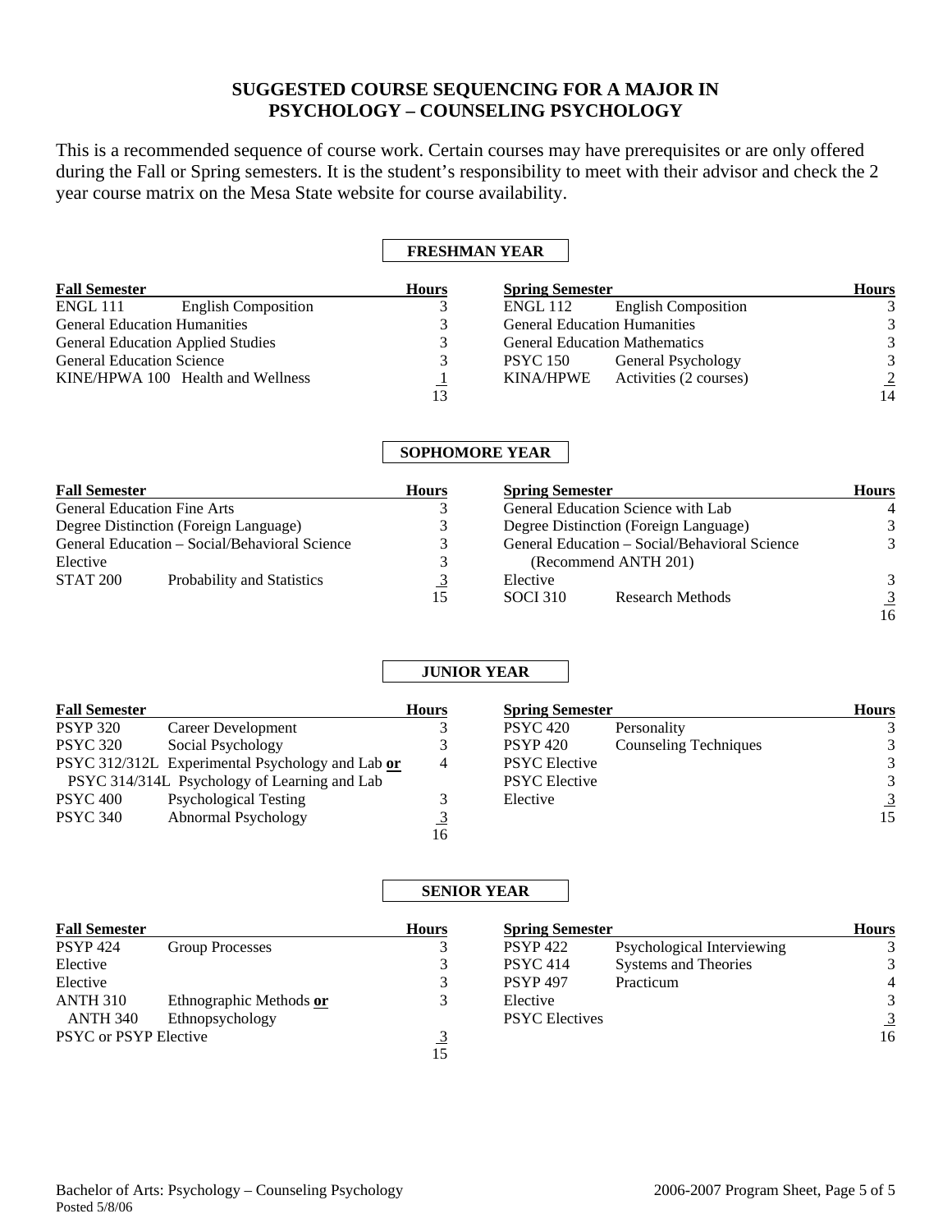# SUGGESTED COURSE SEQUENCING FOR A MAJOR IN PSYCHOLOGY – COUNSELING PSYCHOLOGY

This is a recommended sequence of course work. Certain courses may have prerequisites or are only offered during the Fall or Spring semesters. It is the student's responsibility to meet with their advisor and check the 2 year course matrix on the Mesa State website for course availability.

## FRESHMAN YEAR

| Fall Semester | | Hours | Spring Semester | | Hours |
|---|---|---|---|---|---|
| ENGL 111 | English Composition | 3 | ENGL 112 | English Composition | 3 |
| General Education Humanities | | 3 | General Education Humanities | | 3 |
| General Education Applied Studies | | 3 | General Education Mathematics | | 3 |
| General Education Science | | 3 | PSYC 150 | General Psychology | 3 |
| KINE/HPWA 100 | Health and Wellness | 1 | KINA/HPWE | Activities (2 courses) | 2 |
| | | 13 | | | 14 |

## SOPHOMORE YEAR

| Fall Semester | | Hours | Spring Semester | | Hours |
|---|---|---|---|---|---|
| General Education Fine Arts | | 3 | General Education Science with Lab | | 4 |
| Degree Distinction (Foreign Language) | | 3 | Degree Distinction (Foreign Language) | | 3 |
| General Education – Social/Behavioral Science | | 3 | General Education – Social/Behavioral Science (Recommend ANTH 201) | | 3 |
| Elective | | 3 | Elective | | 3 |
| STAT 200 | Probability and Statistics | 3 | SOCI 310 | Research Methods | 3 |
| | | 15 | | | 16 |

## JUNIOR YEAR

| Fall Semester | | Hours | Spring Semester | | Hours |
|---|---|---|---|---|---|
| PSYP 320 | Career Development | 3 | PSYC 420 | Personality | 3 |
| PSYC 320 | Social Psychology | 3 | PSYP 420 | Counseling Techniques | 3 |
| PSYC 312/312L | Experimental Psychology and Lab **or** PSYC 314/314L Psychology of Learning and Lab | 4 | PSYC Elective | | 3 |
| PSYC 400 | Psychological Testing | 3 | PSYC Elective | | 3 |
| PSYC 340 | Abnormal Psychology | 3 | Elective | | 3 |
| | | 16 | | | 15 |

## SENIOR YEAR

| Fall Semester | | Hours | Spring Semester | | Hours |
|---|---|---|---|---|---|
| PSYP 424 | Group Processes | 3 | PSYP 422 | Psychological Interviewing | 3 |
| Elective | | 3 | PSYC 414 | Systems and Theories | 3 |
| Elective | | 3 | PSYP 497 | Practicum | 4 |
| ANTH 310 | Ethnographic Methods **or** ANTH 340 Ethnopsychology | 3 | Elective | | 3 |
| PSYC or PSYP Elective | | 3 | PSYC Electives | | 3 |
| | | 15 | | | 16 |

Bachelor of Arts: Psychology – Counseling Psychology
Posted 5/8/06